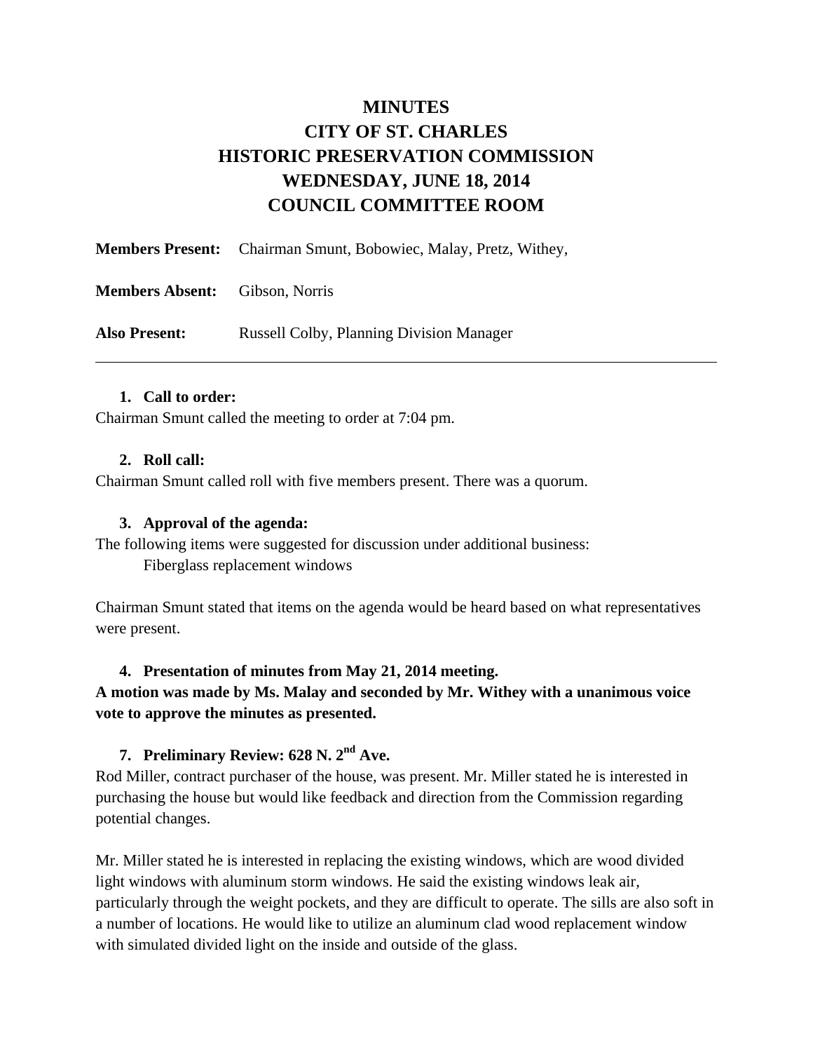# MINUTES
# CITY OF ST. CHARLES
# HISTORIC PRESERVATION COMMISSION
# WEDNESDAY, JUNE 18, 2014
# COUNCIL COMMITTEE ROOM

**Members Present:** Chairman Smunt, Bobowiec, Malay, Pretz, Withey,

**Members Absent:** Gibson, Norris

**Also Present:** Russell Colby, Planning Division Manager

---

1. **Call to order:**

Chairman Smunt called the meeting to order at 7:04 pm.

2. **Roll call:**

Chairman Smunt called roll with five members present. There was a quorum.

3. **Approval of the agenda:**

The following items were suggested for discussion under additional business:

Fiberglass replacement windows

Chairman Smunt stated that items on the agenda would be heard based on what representatives were present.

4. **Presentation of minutes from May 21, 2014 meeting.**

**A motion was made by Ms. Malay and seconded by Mr. Withey with a unanimous voice vote to approve the minutes as presented.**

7. **Preliminary Review: 628 N. 2nd Ave.**

Rod Miller, contract purchaser of the house, was present. Mr. Miller stated he is interested in purchasing the house but would like feedback and direction from the Commission regarding potential changes.

Mr. Miller stated he is interested in replacing the existing windows, which are wood divided light windows with aluminum storm windows. He said the existing windows leak air, particularly through the weight pockets, and they are difficult to operate. The sills are also soft in a number of locations. He would like to utilize an aluminum clad wood replacement window with simulated divided light on the inside and outside of the glass.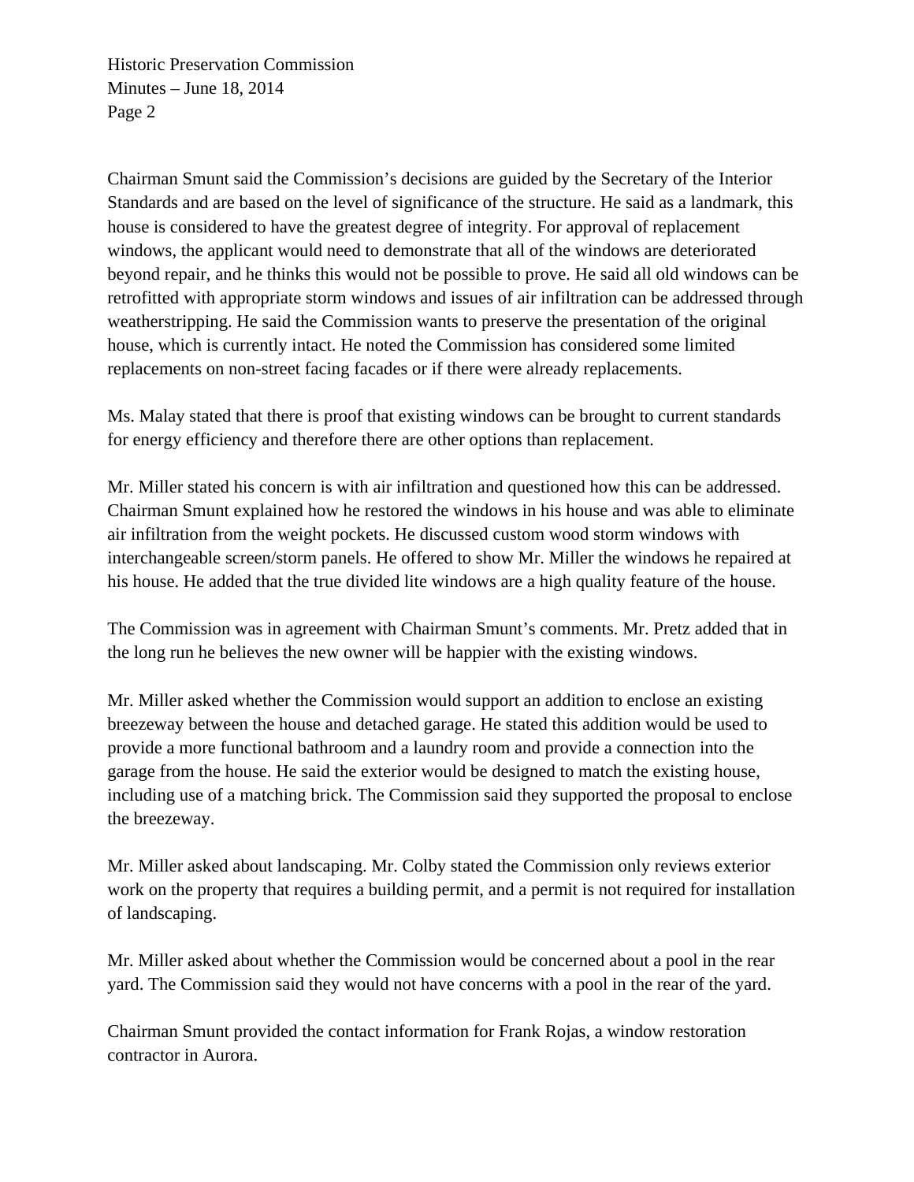Chairman Smunt said the Commission's decisions are guided by the Secretary of the Interior Standards and are based on the level of significance of the structure. He said as a landmark, this house is considered to have the greatest degree of integrity. For approval of replacement windows, the applicant would need to demonstrate that all of the windows are deteriorated beyond repair, and he thinks this would not be possible to prove. He said all old windows can be retrofitted with appropriate storm windows and issues of air infiltration can be addressed through weatherstripping. He said the Commission wants to preserve the presentation of the original house, which is currently intact. He noted the Commission has considered some limited replacements on non-street facing facades or if there were already replacements.

Ms. Malay stated that there is proof that existing windows can be brought to current standards for energy efficiency and therefore there are other options than replacement.

Mr. Miller stated his concern is with air infiltration and questioned how this can be addressed. Chairman Smunt explained how he restored the windows in his house and was able to eliminate air infiltration from the weight pockets. He discussed custom wood storm windows with interchangeable screen/storm panels. He offered to show Mr. Miller the windows he repaired at his house. He added that the true divided lite windows are a high quality feature of the house.

The Commission was in agreement with Chairman Smunt's comments. Mr. Pretz added that in the long run he believes the new owner will be happier with the existing windows.

Mr. Miller asked whether the Commission would support an addition to enclose an existing breezeway between the house and detached garage. He stated this addition would be used to provide a more functional bathroom and a laundry room and provide a connection into the garage from the house. He said the exterior would be designed to match the existing house, including use of a matching brick. The Commission said they supported the proposal to enclose the breezeway.

Mr. Miller asked about landscaping. Mr. Colby stated the Commission only reviews exterior work on the property that requires a building permit, and a permit is not required for installation of landscaping.

Mr. Miller asked about whether the Commission would be concerned about a pool in the rear yard. The Commission said they would not have concerns with a pool in the rear of the yard.

Chairman Smunt provided the contact information for Frank Rojas, a window restoration contractor in Aurora.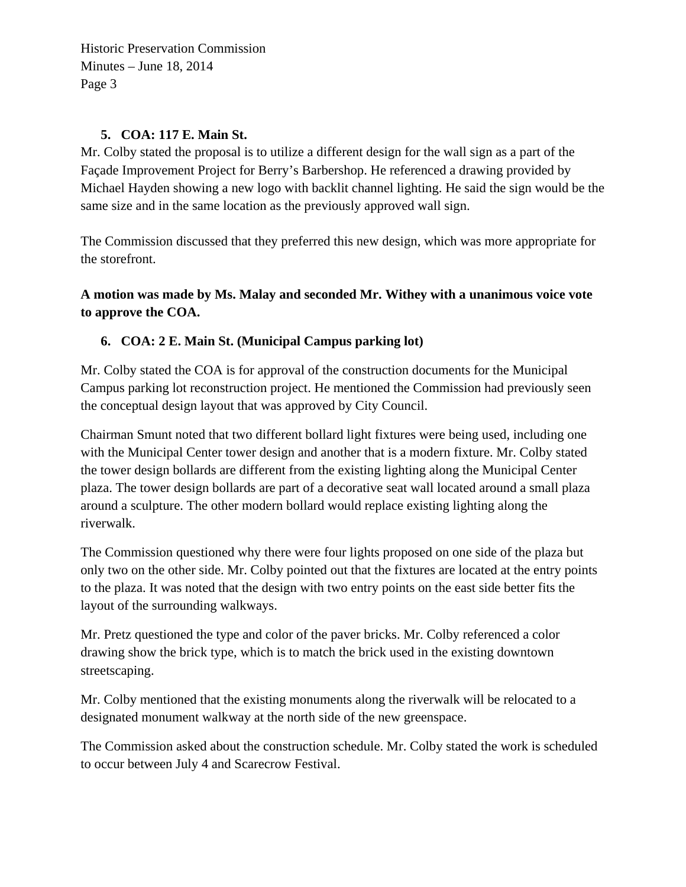5. **COA: 117 E. Main St.**

Mr. Colby stated the proposal is to utilize a different design for the wall sign as a part of the Façade Improvement Project for Berry's Barbershop. He referenced a drawing provided by Michael Hayden showing a new logo with backlit channel lighting. He said the sign would be the same size and in the same location as the previously approved wall sign.

The Commission discussed that they preferred this new design, which was more appropriate for the storefront.

**A motion was made by Ms. Malay and seconded Mr. Withey with a unanimous voice vote to approve the COA.**

6. **COA: 2 E. Main St. (Municipal Campus parking lot)**

Mr. Colby stated the COA is for approval of the construction documents for the Municipal Campus parking lot reconstruction project. He mentioned the Commission had previously seen the conceptual design layout that was approved by City Council.

Chairman Smunt noted that two different bollard light fixtures were being used, including one with the Municipal Center tower design and another that is a modern fixture. Mr. Colby stated the tower design bollards are different from the existing lighting along the Municipal Center plaza. The tower design bollards are part of a decorative seat wall located around a small plaza around a sculpture. The other modern bollard would replace existing lighting along the riverwalk.

The Commission questioned why there were four lights proposed on one side of the plaza but only two on the other side. Mr. Colby pointed out that the fixtures are located at the entry points to the plaza. It was noted that the design with two entry points on the east side better fits the layout of the surrounding walkways.

Mr. Pretz questioned the type and color of the paver bricks. Mr. Colby referenced a color drawing show the brick type, which is to match the brick used in the existing downtown streetscaping.

Mr. Colby mentioned that the existing monuments along the riverwalk will be relocated to a designated monument walkway at the north side of the new greenspace.

The Commission asked about the construction schedule. Mr. Colby stated the work is scheduled to occur between July 4 and Scarecrow Festival.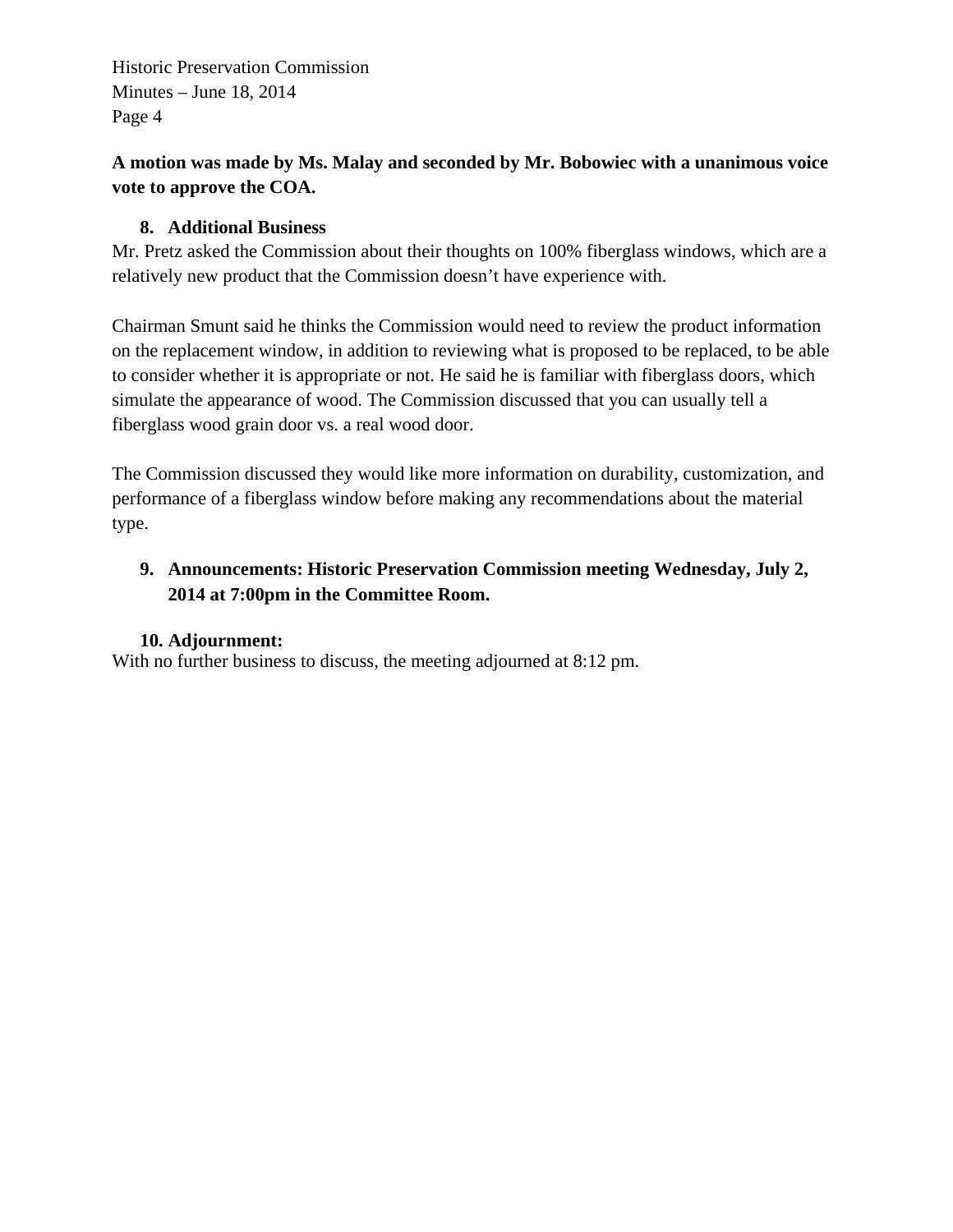**A motion was made by Ms. Malay and seconded by Mr. Bobowiec with a unanimous voice vote to approve the COA.**

8. **Additional Business**

Mr. Pretz asked the Commission about their thoughts on 100% fiberglass windows, which are a relatively new product that the Commission doesn't have experience with.

Chairman Smunt said he thinks the Commission would need to review the product information on the replacement window, in addition to reviewing what is proposed to be replaced, to be able to consider whether it is appropriate or not. He said he is familiar with fiberglass doors, which simulate the appearance of wood. The Commission discussed that you can usually tell a fiberglass wood grain door vs. a real wood door.

The Commission discussed they would like more information on durability, customization, and performance of a fiberglass window before making any recommendations about the material type.

9. **Announcements: Historic Preservation Commission meeting Wednesday, July 2, 2014 at 7:00pm in the Committee Room.**

10. **Adjournment:**

With no further business to discuss, the meeting adjourned at 8:12 pm.